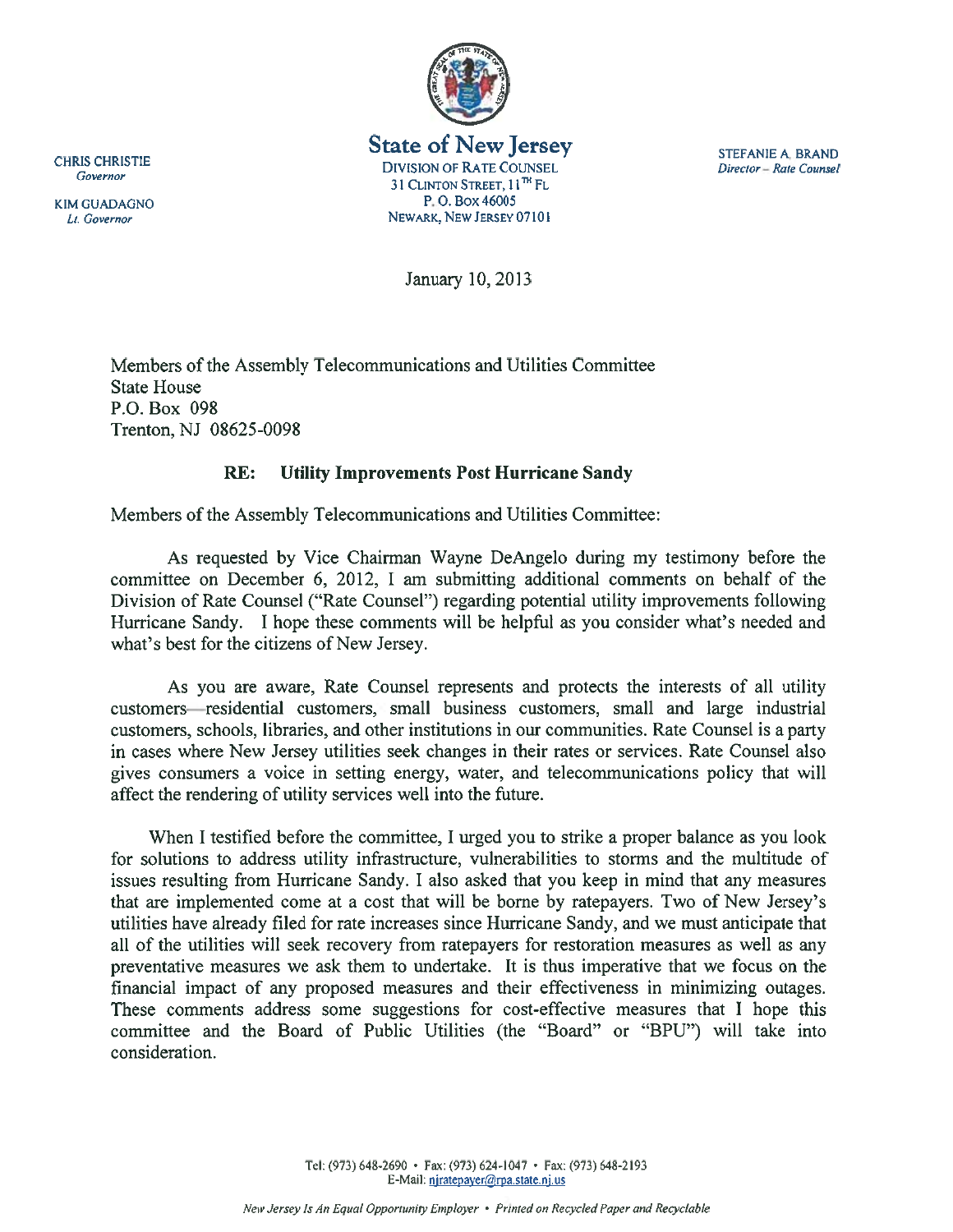CHRIS CHRISTIE
*Governor*

KIM GUADAGNO
*Lt. Governor*

**State of New Jersey**
DIVISION OF RATE COUNSEL
31 CLINTON STREET, 11TH FL
P. O. BOX 46005
NEWARK, NEW JERSEY 07101

STEFANIE A. BRAND
*Director – Rate Counsel*

January 10, 2013

Members of the Assembly Telecommunications and Utilities Committee
State House
P.O. Box 098
Trenton, NJ 08625-0098

**RE: Utility Improvements Post Hurricane Sandy**

Members of the Assembly Telecommunications and Utilities Committee:

As requested by Vice Chairman Wayne DeAngelo during my testimony before the committee on December 6, 2012, I am submitting additional comments on behalf of the Division of Rate Counsel ("Rate Counsel") regarding potential utility improvements following Hurricane Sandy. I hope these comments will be helpful as you consider what's needed and what's best for the citizens of New Jersey.

As you are aware, Rate Counsel represents and protects the interests of all utility customers—residential customers, small business customers, small and large industrial customers, schools, libraries, and other institutions in our communities. Rate Counsel is a party in cases where New Jersey utilities seek changes in their rates or services. Rate Counsel also gives consumers a voice in setting energy, water, and telecommunications policy that will affect the rendering of utility services well into the future.

When I testified before the committee, I urged you to strike a proper balance as you look for solutions to address utility infrastructure, vulnerabilities to storms and the multitude of issues resulting from Hurricane Sandy. I also asked that you keep in mind that any measures that are implemented come at a cost that will be borne by ratepayers. Two of New Jersey's utilities have already filed for rate increases since Hurricane Sandy, and we must anticipate that all of the utilities will seek recovery from ratepayers for restoration measures as well as any preventative measures we ask them to undertake. It is thus imperative that we focus on the financial impact of any proposed measures and their effectiveness in minimizing outages. These comments address some suggestions for cost-effective measures that I hope this committee and the Board of Public Utilities (the "Board" or "BPU") will take into consideration.

Tel: (973) 648-2690 • Fax: (973) 624-1047 • Fax: (973) 648-2193
E-Mail: njratepayer@rpa.state.nj.us

*New Jersey Is An Equal Opportunity Employer • Printed on Recycled Paper and Recyclable*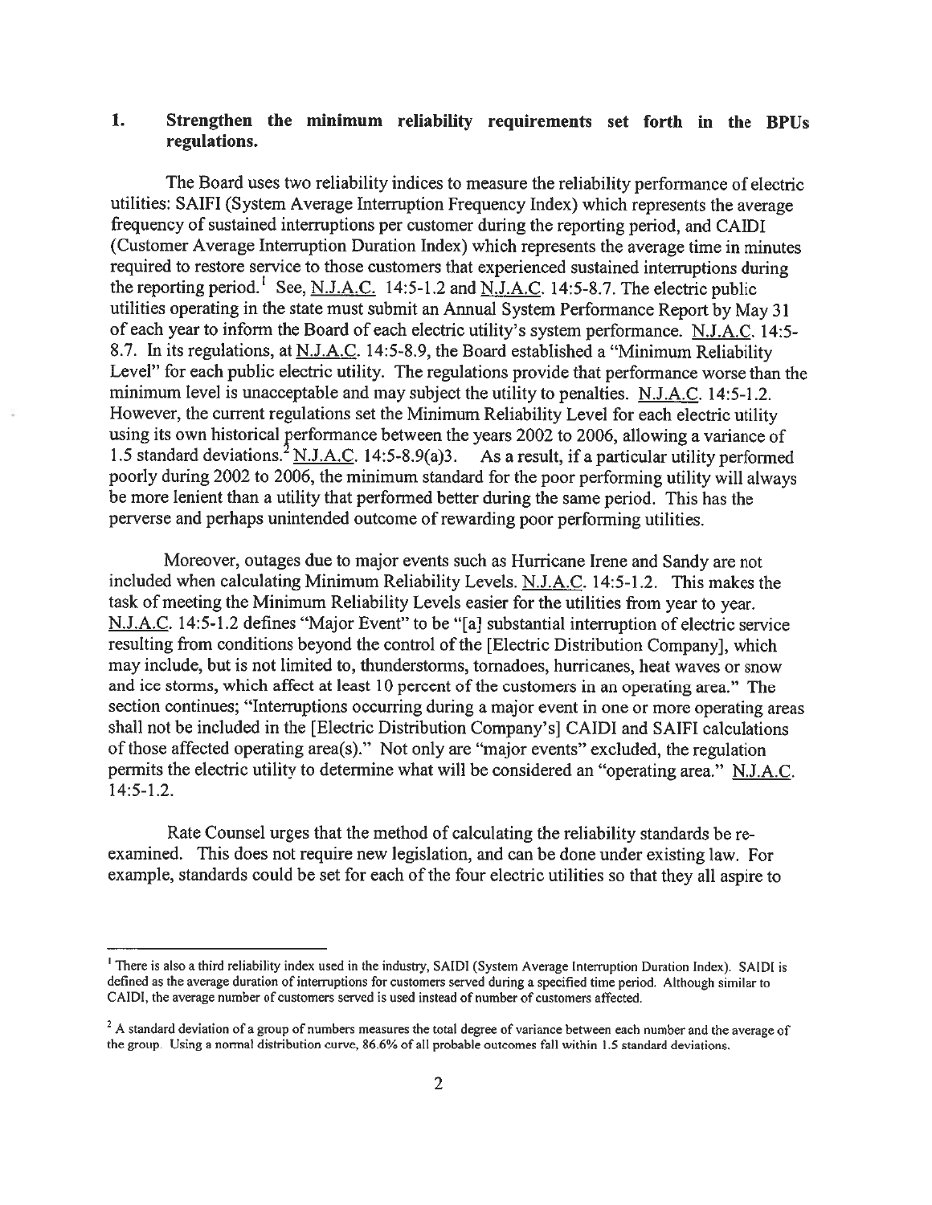## 1. Strengthen the minimum reliability requirements set forth in the BPUs regulations.

The Board uses two reliability indices to measure the reliability performance of electric utilities: SAIFI (System Average Interruption Frequency Index) which represents the average frequency of sustained interruptions per customer during the reporting period, and CAIDI (Customer Average Interruption Duration Index) which represents the average time in minutes required to restore service to those customers that experienced sustained interruptions during the reporting period.[1] See, N.J.A.C. 14:5-1.2 and N.J.A.C. 14:5-8.7. The electric public utilities operating in the state must submit an Annual System Performance Report by May 31 of each year to inform the Board of each electric utility's system performance. N.J.A.C. 14:5-8.7. In its regulations, at N.J.A.C. 14:5-8.9, the Board established a "Minimum Reliability Level" for each public electric utility. The regulations provide that performance worse than the minimum level is unacceptable and may subject the utility to penalties. N.J.A.C. 14:5-1.2. However, the current regulations set the Minimum Reliability Level for each electric utility using its own historical performance between the years 2002 to 2006, allowing a variance of 1.5 standard deviations.[2] N.J.A.C. 14:5-8.9(a)3. As a result, if a particular utility performed poorly during 2002 to 2006, the minimum standard for the poor performing utility will always be more lenient than a utility that performed better during the same period. This has the perverse and perhaps unintended outcome of rewarding poor performing utilities.

Moreover, outages due to major events such as Hurricane Irene and Sandy are not included when calculating Minimum Reliability Levels. N.J.A.C. 14:5-1.2. This makes the task of meeting the Minimum Reliability Levels easier for the utilities from year to year. N.J.A.C. 14:5-1.2 defines "Major Event" to be "[a] substantial interruption of electric service resulting from conditions beyond the control of the [Electric Distribution Company], which may include, but is not limited to, thunderstorms, tornadoes, hurricanes, heat waves or snow and ice storms, which affect at least 10 percent of the customers in an operating area." The section continues; "Interruptions occurring during a major event in one or more operating areas shall not be included in the [Electric Distribution Company's] CAIDI and SAIFI calculations of those affected operating area(s)." Not only are "major events" excluded, the regulation permits the electric utility to determine what will be considered an "operating area." N.J.A.C. 14:5-1.2.

Rate Counsel urges that the method of calculating the reliability standards be re-examined. This does not require new legislation, and can be done under existing law. For example, standards could be set for each of the four electric utilities so that they all aspire to

---

[1] There is also a third reliability index used in the industry, SAIDI (System Average Interruption Duration Index). SAIDI is defined as the average duration of interruptions for customers served during a specified time period. Although similar to CAIDI, the average number of customers served is used instead of number of customers affected.

[2] A standard deviation of a group of numbers measures the total degree of variance between each number and the average of the group. Using a normal distribution curve, 86.6% of all probable outcomes fall within 1.5 standard deviations.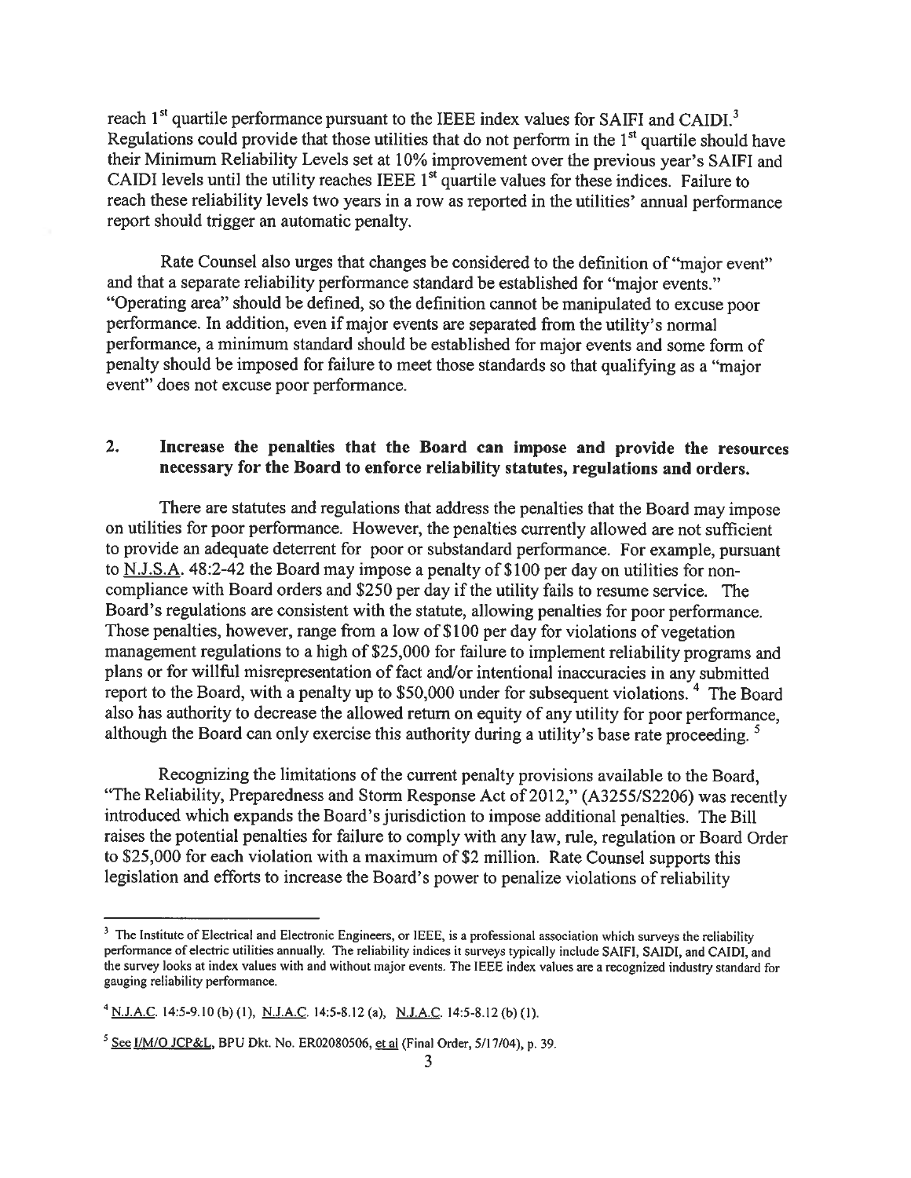reach 1st quartile performance pursuant to the IEEE index values for SAIFI and CAIDI.[3] Regulations could provide that those utilities that do not perform in the 1st quartile should have their Minimum Reliability Levels set at 10% improvement over the previous year's SAIFI and CAIDI levels until the utility reaches IEEE 1st quartile values for these indices. Failure to reach these reliability levels two years in a row as reported in the utilities' annual performance report should trigger an automatic penalty.

Rate Counsel also urges that changes be considered to the definition of "major event" and that a separate reliability performance standard be established for "major events." "Operating area" should be defined, so the definition cannot be manipulated to excuse poor performance. In addition, even if major events are separated from the utility's normal performance, a minimum standard should be established for major events and some form of penalty should be imposed for failure to meet those standards so that qualifying as a "major event" does not excuse poor performance.

## 2. Increase the penalties that the Board can impose and provide the resources necessary for the Board to enforce reliability statutes, regulations and orders.

There are statutes and regulations that address the penalties that the Board may impose on utilities for poor performance. However, the penalties currently allowed are not sufficient to provide an adequate deterrent for poor or substandard performance. For example, pursuant to N.J.S.A. 48:2-42 the Board may impose a penalty of $100 per day on utilities for non-compliance with Board orders and $250 per day if the utility fails to resume service. The Board's regulations are consistent with the statute, allowing penalties for poor performance. Those penalties, however, range from a low of $100 per day for violations of vegetation management regulations to a high of $25,000 for failure to implement reliability programs and plans or for willful misrepresentation of fact and/or intentional inaccuracies in any submitted report to the Board, with a penalty up to $50,000 under for subsequent violations.[4] The Board also has authority to decrease the allowed return on equity of any utility for poor performance, although the Board can only exercise this authority during a utility's base rate proceeding.[5]

Recognizing the limitations of the current penalty provisions available to the Board, "The Reliability, Preparedness and Storm Response Act of 2012," (A3255/S2206) was recently introduced which expands the Board's jurisdiction to impose additional penalties. The Bill raises the potential penalties for failure to comply with any law, rule, regulation or Board Order to $25,000 for each violation with a maximum of $2 million. Rate Counsel supports this legislation and efforts to increase the Board's power to penalize violations of reliability

---

[3] The Institute of Electrical and Electronic Engineers, or IEEE, is a professional association which surveys the reliability performance of electric utilities annually. The reliability indices it surveys typically include SAIFI, SAIDI, and CAIDI, and the survey looks at index values with and without major events. The IEEE index values are a recognized industry standard for gauging reliability performance.

[4] N.J.A.C. 14:5-9.10 (b) (1), N.J.A.C. 14:5-8.12 (a), N.J.A.C. 14:5-8.12 (b) (1).

[5] See I/M/O JCP&L, BPU Dkt. No. ER02080506, et al (Final Order, 5/17/04), p. 39.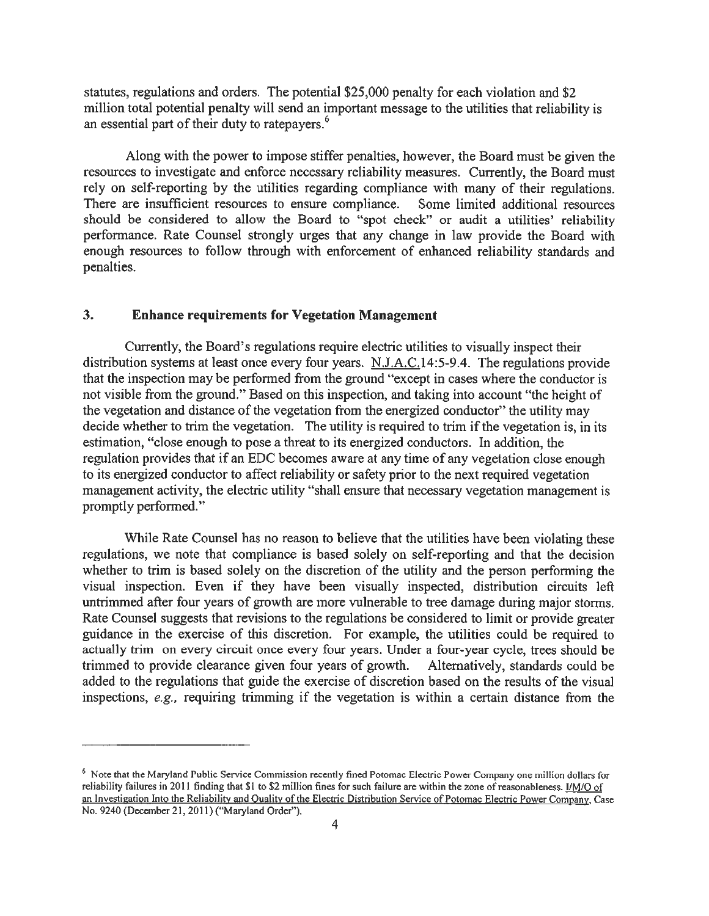statutes, regulations and orders. The potential $25,000 penalty for each violation and $2 million total potential penalty will send an important message to the utilities that reliability is an essential part of their duty to ratepayers.[6]

Along with the power to impose stiffer penalties, however, the Board must be given the resources to investigate and enforce necessary reliability measures. Currently, the Board must rely on self-reporting by the utilities regarding compliance with many of their regulations. There are insufficient resources to ensure compliance. Some limited additional resources should be considered to allow the Board to "spot check" or audit a utilities' reliability performance. Rate Counsel strongly urges that any change in law provide the Board with enough resources to follow through with enforcement of enhanced reliability standards and penalties.

### 3. Enhance requirements for Vegetation Management

Currently, the Board's regulations require electric utilities to visually inspect their distribution systems at least once every four years. N.J.A.C.14:5-9.4. The regulations provide that the inspection may be performed from the ground "except in cases where the conductor is not visible from the ground." Based on this inspection, and taking into account "the height of the vegetation and distance of the vegetation from the energized conductor" the utility may decide whether to trim the vegetation. The utility is required to trim if the vegetation is, in its estimation, "close enough to pose a threat to its energized conductors. In addition, the regulation provides that if an EDC becomes aware at any time of any vegetation close enough to its energized conductor to affect reliability or safety prior to the next required vegetation management activity, the electric utility "shall ensure that necessary vegetation management is promptly performed."

While Rate Counsel has no reason to believe that the utilities have been violating these regulations, we note that compliance is based solely on self-reporting and that the decision whether to trim is based solely on the discretion of the utility and the person performing the visual inspection. Even if they have been visually inspected, distribution circuits left untrimmed after four years of growth are more vulnerable to tree damage during major storms. Rate Counsel suggests that revisions to the regulations be considered to limit or provide greater guidance in the exercise of this discretion. For example, the utilities could be required to actually trim on every circuit once every four years. Under a four-year cycle, trees should be trimmed to provide clearance given four years of growth. Alternatively, standards could be added to the regulations that guide the exercise of discretion based on the results of the visual inspections, *e.g.*, requiring trimming if the vegetation is within a certain distance from the

---

[6] Note that the Maryland Public Service Commission recently fined Potomac Electric Power Company one million dollars for reliability failures in 2011 finding that $1 to $2 million fines for such failure are within the zone of reasonableness. I/M/O of an Investigation Into the Reliability and Quality of the Electric Distribution Service of Potomac Electric Power Company, Case No. 9240 (December 21, 2011) ("Maryland Order").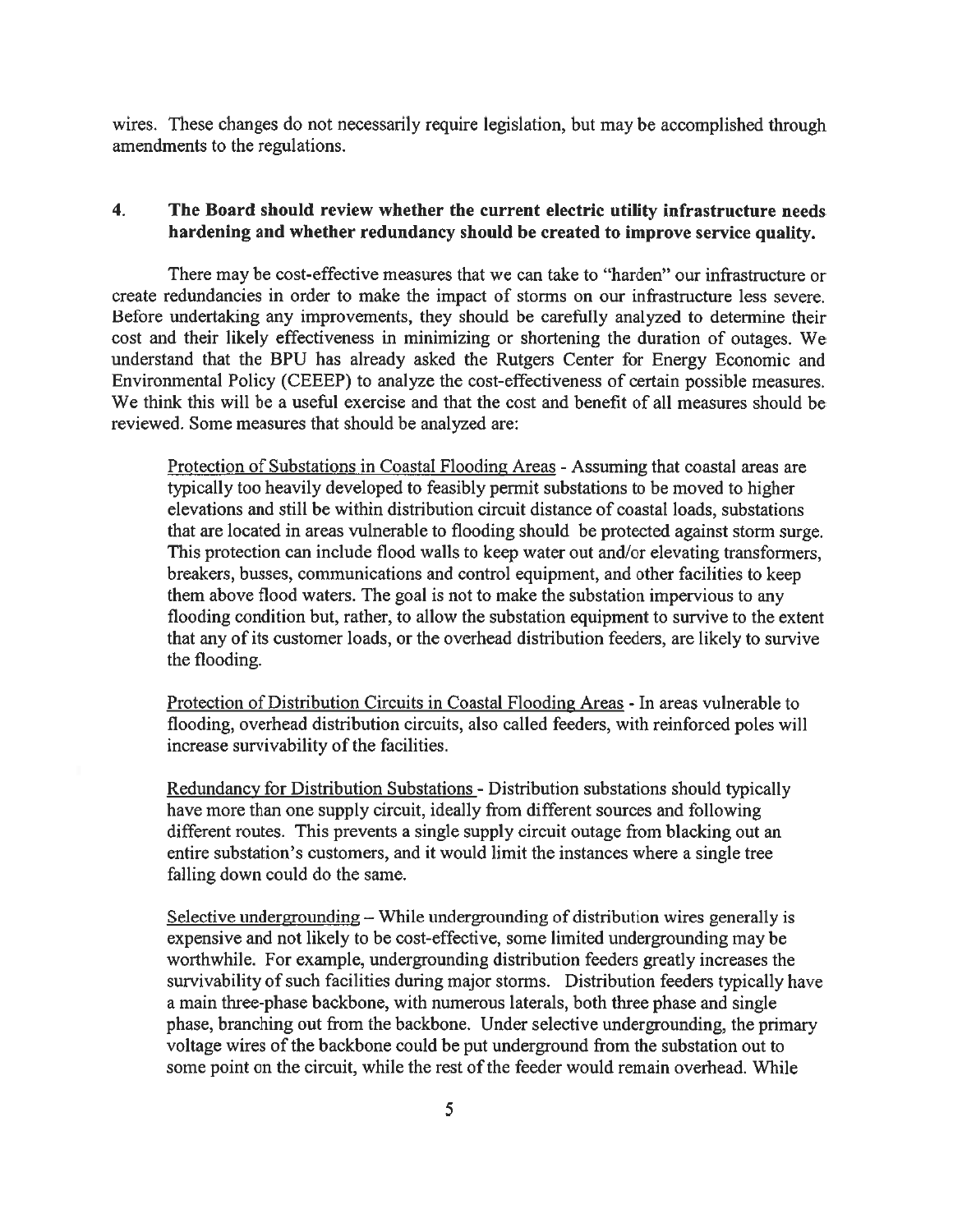wires. These changes do not necessarily require legislation, but may be accomplished through amendments to the regulations.

**4. The Board should review whether the current electric utility infrastructure needs hardening and whether redundancy should be created to improve service quality.**

There may be cost-effective measures that we can take to "harden" our infrastructure or create redundancies in order to make the impact of storms on our infrastructure less severe. Before undertaking any improvements, they should be carefully analyzed to determine their cost and their likely effectiveness in minimizing or shortening the duration of outages. We understand that the BPU has already asked the Rutgers Center for Energy Economic and Environmental Policy (CEEEP) to analyze the cost-effectiveness of certain possible measures. We think this will be a useful exercise and that the cost and benefit of all measures should be reviewed. Some measures that should be analyzed are:

Protection of Substations in Coastal Flooding Areas - Assuming that coastal areas are typically too heavily developed to feasibly permit substations to be moved to higher elevations and still be within distribution circuit distance of coastal loads, substations that are located in areas vulnerable to flooding should be protected against storm surge. This protection can include flood walls to keep water out and/or elevating transformers, breakers, busses, communications and control equipment, and other facilities to keep them above flood waters. The goal is not to make the substation impervious to any flooding condition but, rather, to allow the substation equipment to survive to the extent that any of its customer loads, or the overhead distribution feeders, are likely to survive the flooding.

Protection of Distribution Circuits in Coastal Flooding Areas - In areas vulnerable to flooding, overhead distribution circuits, also called feeders, with reinforced poles will increase survivability of the facilities.

Redundancy for Distribution Substations - Distribution substations should typically have more than one supply circuit, ideally from different sources and following different routes. This prevents a single supply circuit outage from blacking out an entire substation's customers, and it would limit the instances where a single tree falling down could do the same.

Selective undergrounding – While undergrounding of distribution wires generally is expensive and not likely to be cost-effective, some limited undergrounding may be worthwhile. For example, undergrounding distribution feeders greatly increases the survivability of such facilities during major storms. Distribution feeders typically have a main three-phase backbone, with numerous laterals, both three phase and single phase, branching out from the backbone. Under selective undergrounding, the primary voltage wires of the backbone could be put underground from the substation out to some point on the circuit, while the rest of the feeder would remain overhead. While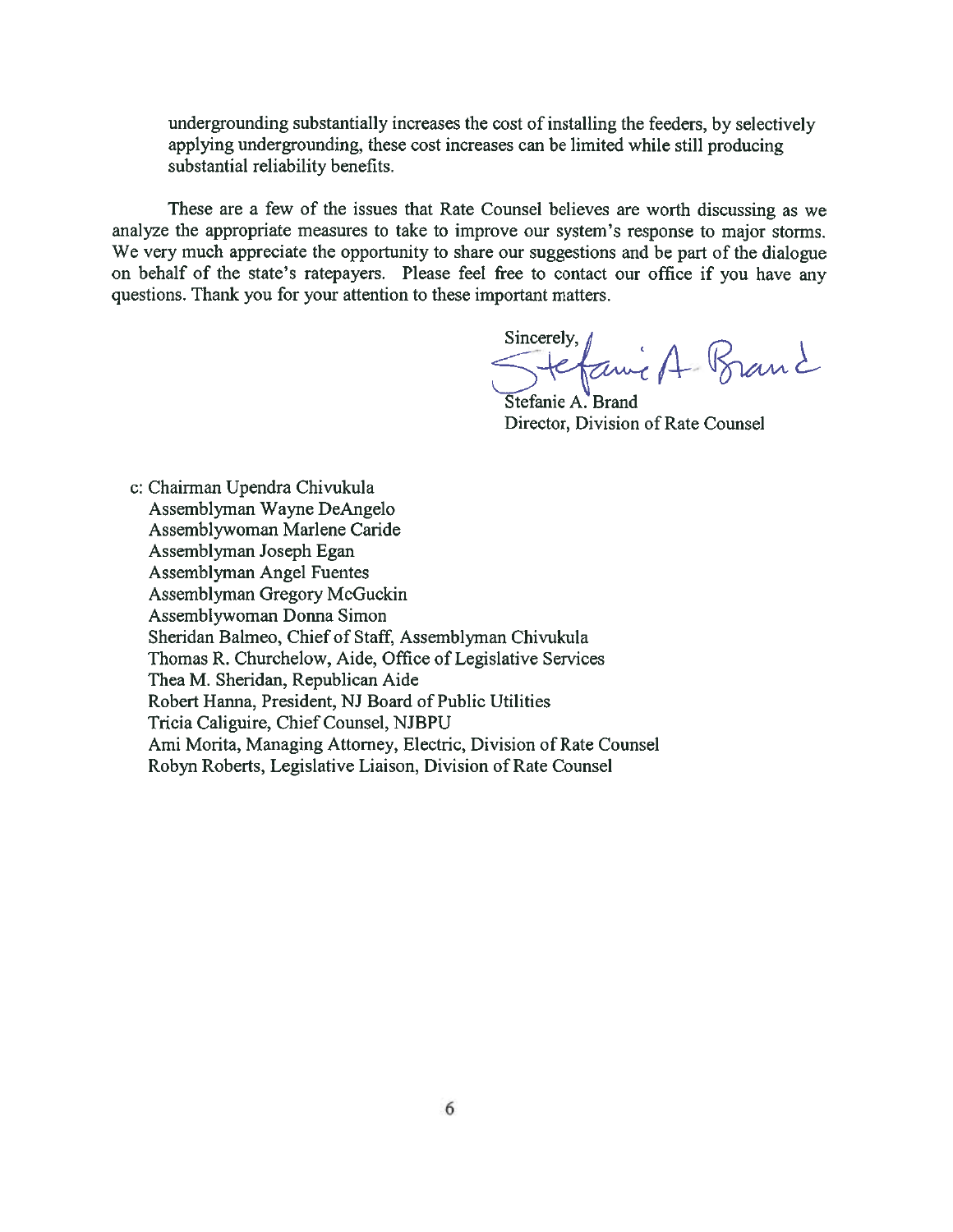undergrounding substantially increases the cost of installing the feeders, by selectively applying undergrounding, these cost increases can be limited while still producing substantial reliability benefits.

These are a few of the issues that Rate Counsel believes are worth discussing as we analyze the appropriate measures to take to improve our system's response to major storms. We very much appreciate the opportunity to share our suggestions and be part of the dialogue on behalf of the state's ratepayers. Please feel free to contact our office if you have any questions. Thank you for your attention to these important matters.

Sincerely,

Stefanie A. Brand
Director, Division of Rate Counsel

c: Chairman Upendra Chivukula
Assemblyman Wayne DeAngelo
Assemblywoman Marlene Caride
Assemblyman Joseph Egan
Assemblyman Angel Fuentes
Assemblyman Gregory McGuckin
Assemblywoman Donna Simon
Sheridan Balmeo, Chief of Staff, Assemblyman Chivukula
Thomas R. Churchelow, Aide, Office of Legislative Services
Thea M. Sheridan, Republican Aide
Robert Hanna, President, NJ Board of Public Utilities
Tricia Caliguire, Chief Counsel, NJBPU
Ami Morita, Managing Attorney, Electric, Division of Rate Counsel
Robyn Roberts, Legislative Liaison, Division of Rate Counsel